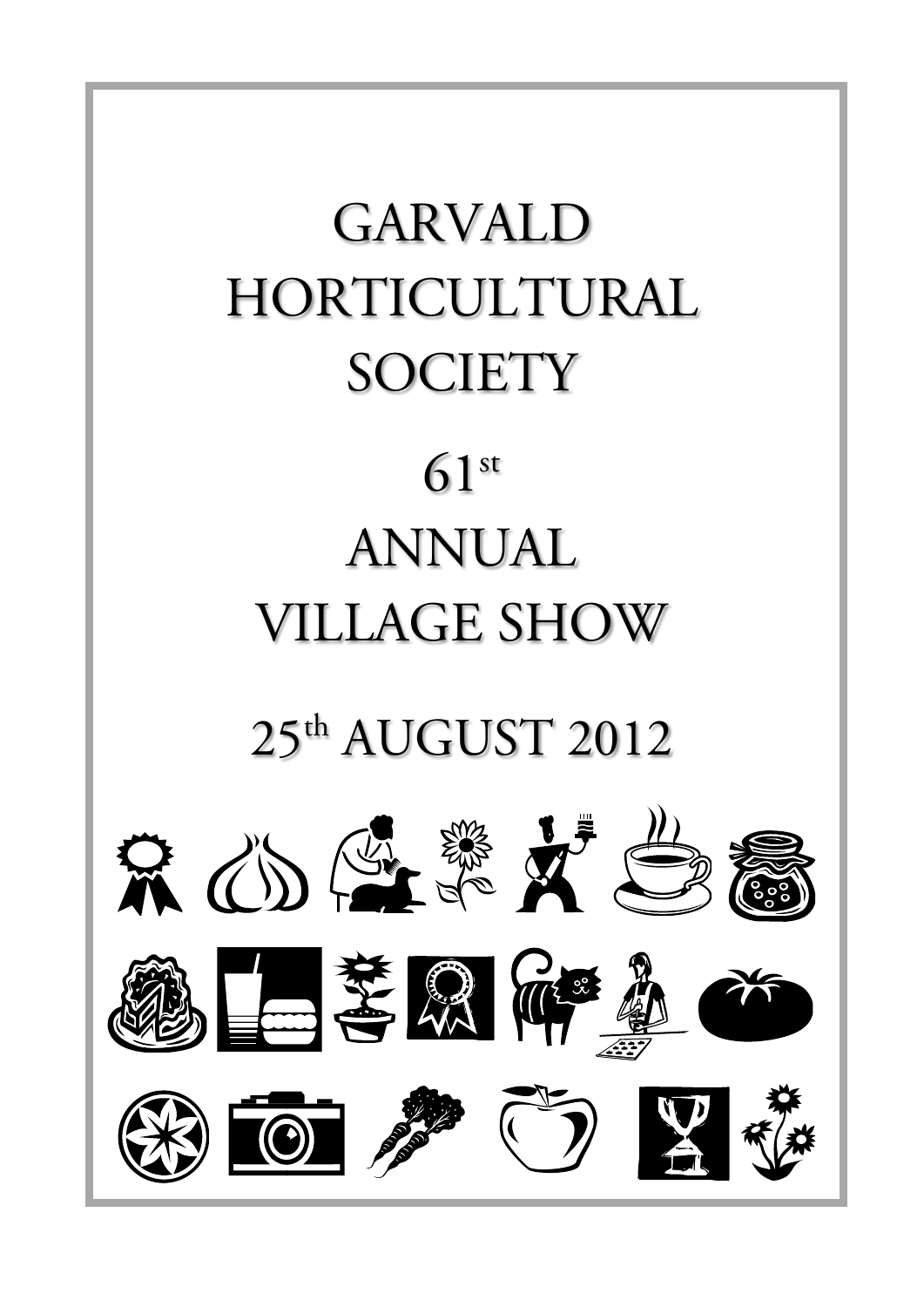# GARVALD HORTICULTURAL SOCIETY

## 61st ANNUAL VILLAGE SHOW

## 25th AUGUST 2012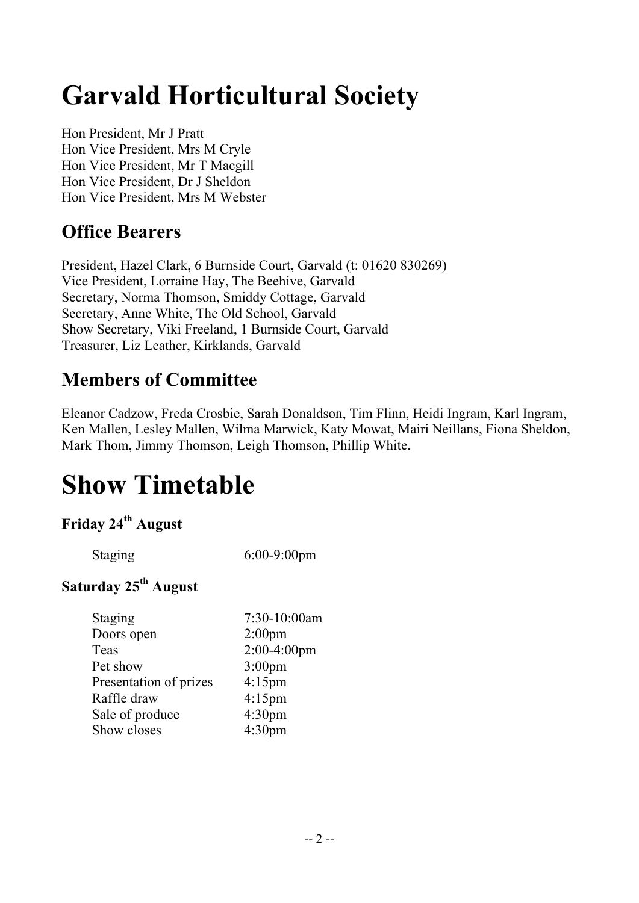# Garvald Horticultural Society

Hon President, Mr J Pratt
Hon Vice President, Mrs M Cryle
Hon Vice President, Mr T Macgill
Hon Vice President, Dr J Sheldon
Hon Vice President, Mrs M Webster

## Office Bearers

President, Hazel Clark, 6 Burnside Court, Garvald (t: 01620 830269)
Vice President, Lorraine Hay, The Beehive, Garvald
Secretary, Norma Thomson, Smiddy Cottage, Garvald
Secretary, Anne White, The Old School, Garvald
Show Secretary, Viki Freeland, 1 Burnside Court, Garvald
Treasurer, Liz Leather, Kirklands, Garvald

## Members of Committee

Eleanor Cadzow, Freda Crosbie, Sarah Donaldson, Tim Flinn, Heidi Ingram, Karl Ingram, Ken Mallen, Lesley Mallen, Wilma Marwick, Katy Mowat, Mairi Neillans, Fiona Sheldon, Mark Thom, Jimmy Thomson, Leigh Thomson, Phillip White.

# Show Timetable

### Friday 24th August

| | |
|---|---|
| Staging | 6:00-9:00pm |

### Saturday 25th August

| | |
|---|---|
| Staging | 7:30-10:00am |
| Doors open | 2:00pm |
| Teas | 2:00-4:00pm |
| Pet show | 3:00pm |
| Presentation of prizes | 4:15pm |
| Raffle draw | 4:15pm |
| Sale of produce | 4:30pm |
| Show closes | 4:30pm |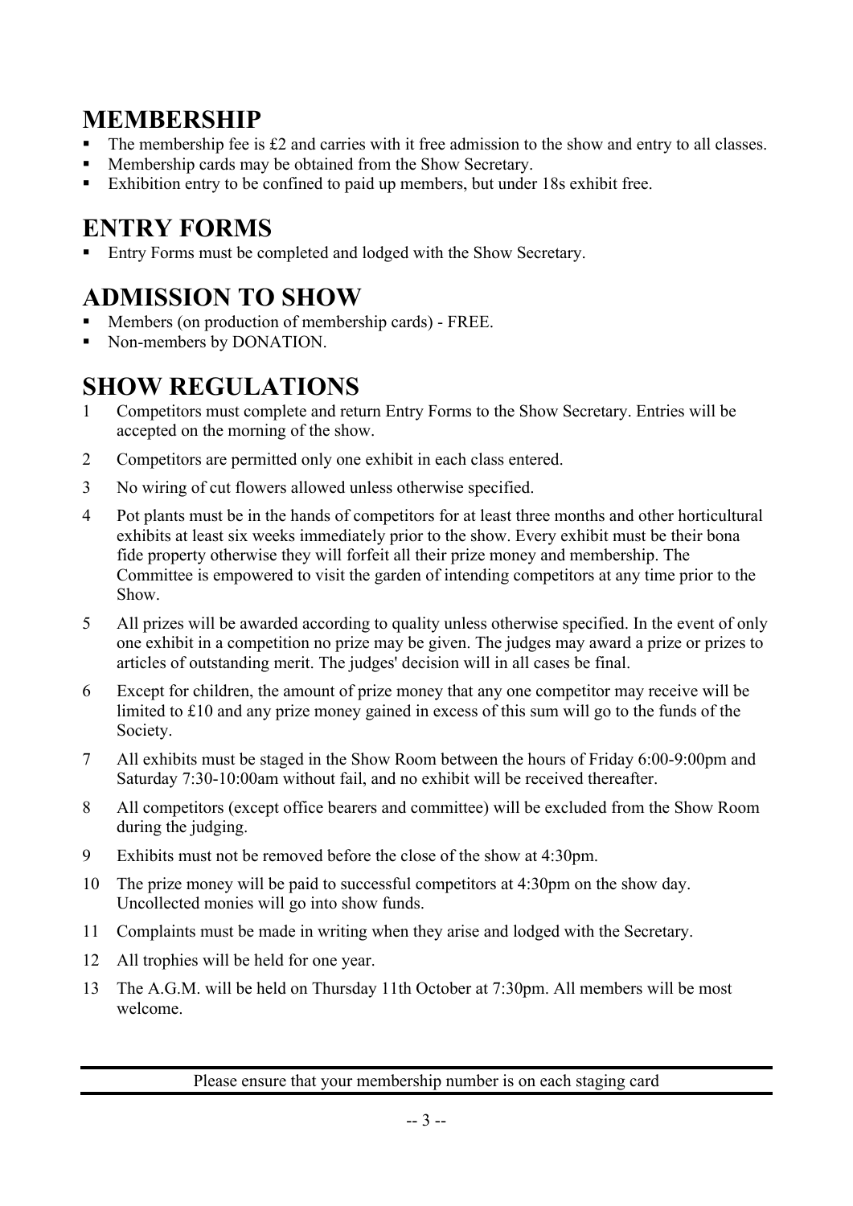## MEMBERSHIP

- The membership fee is £2 and carries with it free admission to the show and entry to all classes.
- Membership cards may be obtained from the Show Secretary.
- Exhibition entry to be confined to paid up members, but under 18s exhibit free.

## ENTRY FORMS

- Entry Forms must be completed and lodged with the Show Secretary.

## ADMISSION TO SHOW

- Members (on production of membership cards) - FREE.
- Non-members by DONATION.

## SHOW REGULATIONS

1. Competitors must complete and return Entry Forms to the Show Secretary. Entries will be accepted on the morning of the show.
2. Competitors are permitted only one exhibit in each class entered.
3. No wiring of cut flowers allowed unless otherwise specified.
4. Pot plants must be in the hands of competitors for at least three months and other horticultural exhibits at least six weeks immediately prior to the show. Every exhibit must be their bona fide property otherwise they will forfeit all their prize money and membership. The Committee is empowered to visit the garden of intending competitors at any time prior to the Show.
5. All prizes will be awarded according to quality unless otherwise specified. In the event of only one exhibit in a competition no prize may be given. The judges may award a prize or prizes to articles of outstanding merit. The judges' decision will in all cases be final.
6. Except for children, the amount of prize money that any one competitor may receive will be limited to £10 and any prize money gained in excess of this sum will go to the funds of the Society.
7. All exhibits must be staged in the Show Room between the hours of Friday 6:00-9:00pm and Saturday 7:30-10:00am without fail, and no exhibit will be received thereafter.
8. All competitors (except office bearers and committee) will be excluded from the Show Room during the judging.
9. Exhibits must not be removed before the close of the show at 4:30pm.
10. The prize money will be paid to successful competitors at 4:30pm on the show day. Uncollected monies will go into show funds.
11. Complaints must be made in writing when they arise and lodged with the Secretary.
12. All trophies will be held for one year.
13. The A.G.M. will be held on Thursday 11th October at 7:30pm. All members will be most welcome.

---

Please ensure that your membership number is on each staging card

---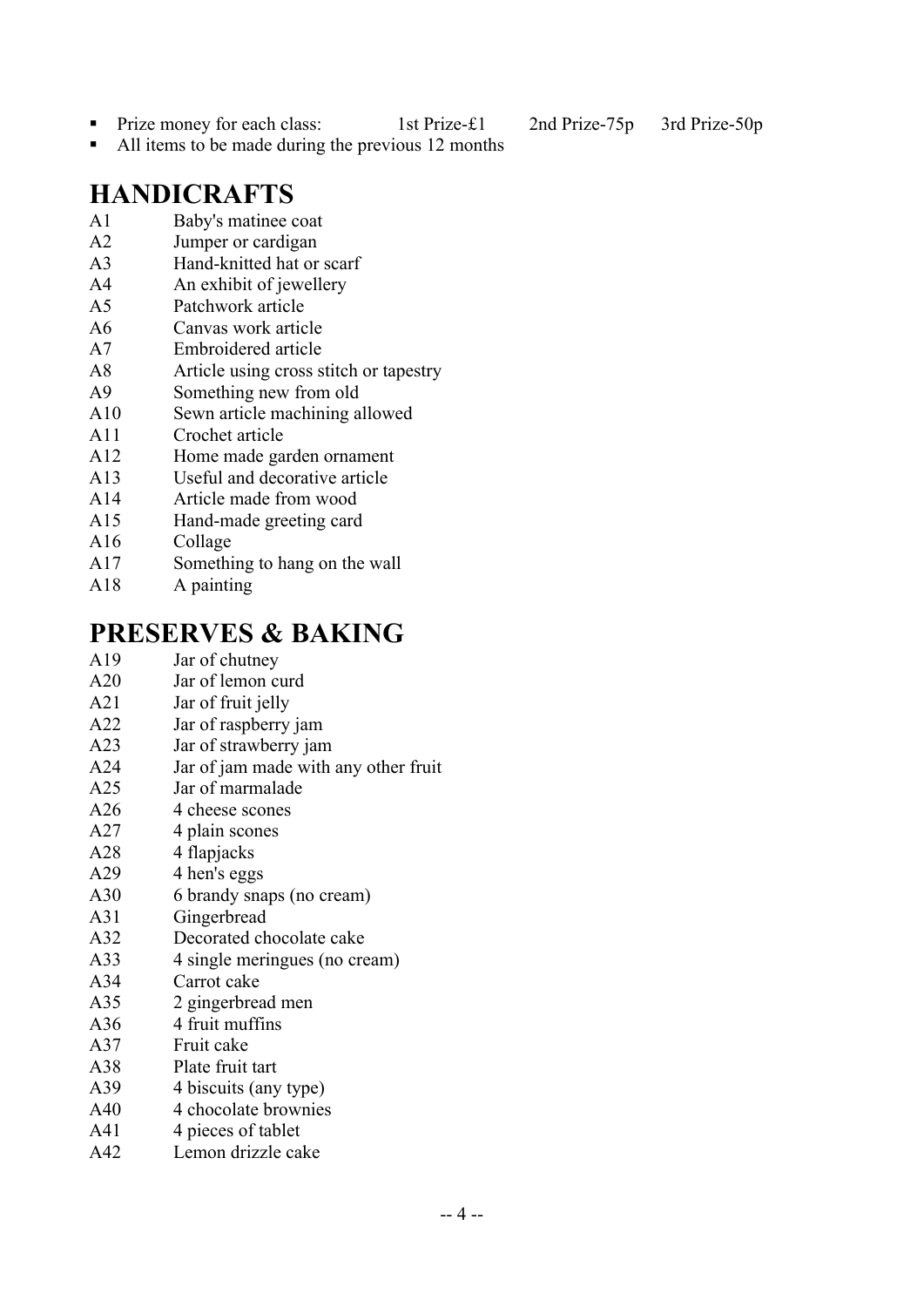- Prize money for each class: 1st Prize-£1 2nd Prize-75p 3rd Prize-50p
- All items to be made during the previous 12 months

# HANDICRAFTS

A1 Baby's matinee coat
A2 Jumper or cardigan
A3 Hand-knitted hat or scarf
A4 An exhibit of jewellery
A5 Patchwork article
A6 Canvas work article
A7 Embroidered article
A8 Article using cross stitch or tapestry
A9 Something new from old
A10 Sewn article machining allowed
A11 Crochet article
A12 Home made garden ornament
A13 Useful and decorative article
A14 Article made from wood
A15 Hand-made greeting card
A16 Collage
A17 Something to hang on the wall
A18 A painting

# PRESERVES & BAKING

A19 Jar of chutney
A20 Jar of lemon curd
A21 Jar of fruit jelly
A22 Jar of raspberry jam
A23 Jar of strawberry jam
A24 Jar of jam made with any other fruit
A25 Jar of marmalade
A26 4 cheese scones
A27 4 plain scones
A28 4 flapjacks
A29 4 hen's eggs
A30 6 brandy snaps (no cream)
A31 Gingerbread
A32 Decorated chocolate cake
A33 4 single meringues (no cream)
A34 Carrot cake
A35 2 gingerbread men
A36 4 fruit muffins
A37 Fruit cake
A38 Plate fruit tart
A39 4 biscuits (any type)
A40 4 chocolate brownies
A41 4 pieces of tablet
A42 Lemon drizzle cake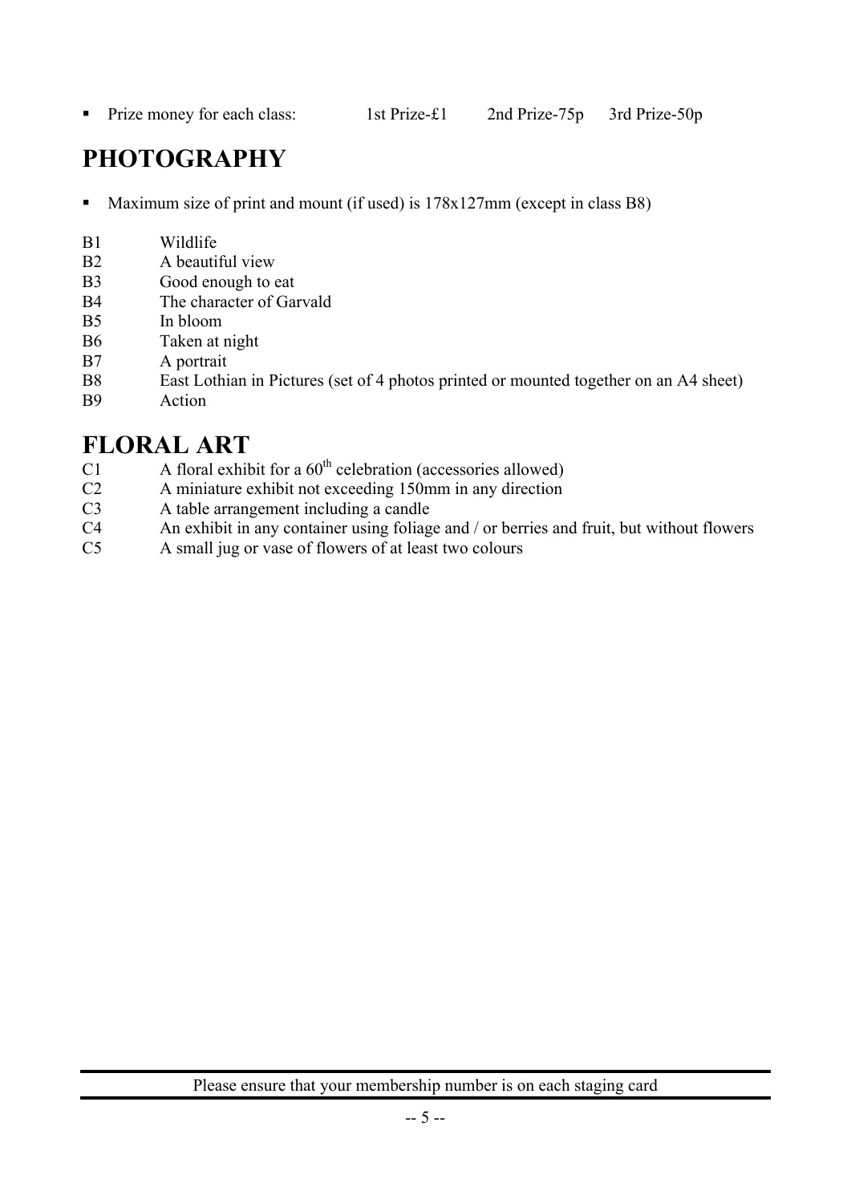- Prize money for each class: 1st Prize-£1 2nd Prize-75p 3rd Prize-50p

# PHOTOGRAPHY

- Maximum size of print and mount (if used) is 178x127mm (except in class B8)

B1 Wildlife
B2 A beautiful view
B3 Good enough to eat
B4 The character of Garvald
B5 In bloom
B6 Taken at night
B7 A portrait
B8 East Lothian in Pictures (set of 4 photos printed or mounted together on an A4 sheet)
B9 Action

# FLORAL ART

C1 A floral exhibit for a 60th celebration (accessories allowed)
C2 A miniature exhibit not exceeding 150mm in any direction
C3 A table arrangement including a candle
C4 An exhibit in any container using foliage and / or berries and fruit, but without flowers
C5 A small jug or vase of flowers of at least two colours

Please ensure that your membership number is on each staging card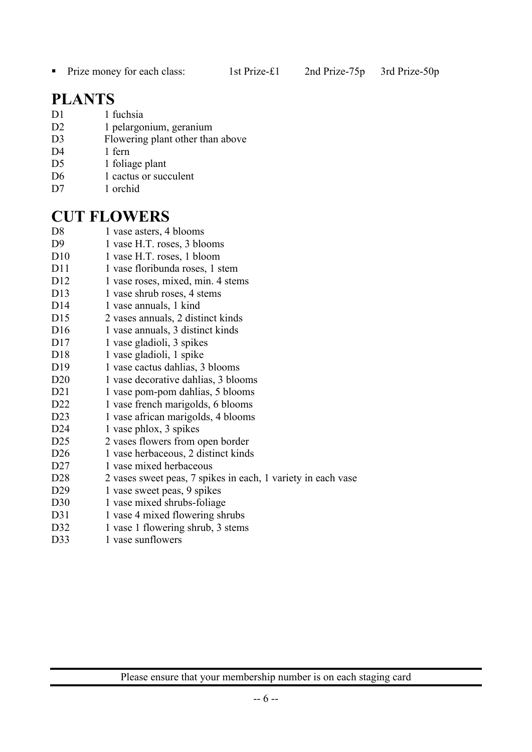- Prize money for each class: 1st Prize-£1 2nd Prize-75p 3rd Prize-50p

# PLANTS

D1 1 fuchsia
D2 1 pelargonium, geranium
D3 Flowering plant other than above
D4 1 fern
D5 1 foliage plant
D6 1 cactus or succulent
D7 1 orchid

# CUT FLOWERS

D8 1 vase asters, 4 blooms
D9 1 vase H.T. roses, 3 blooms
D10 1 vase H.T. roses, 1 bloom
D11 1 vase floribunda roses, 1 stem
D12 1 vase roses, mixed, min. 4 stems
D13 1 vase shrub roses, 4 stems
D14 1 vase annuals, 1 kind
D15 2 vases annuals, 2 distinct kinds
D16 1 vase annuals, 3 distinct kinds
D17 1 vase gladioli, 3 spikes
D18 1 vase gladioli, 1 spike
D19 1 vase cactus dahlias, 3 blooms
D20 1 vase decorative dahlias, 3 blooms
D21 1 vase pom-pom dahlias, 5 blooms
D22 1 vase french marigolds, 6 blooms
D23 1 vase african marigolds, 4 blooms
D24 1 vase phlox, 3 spikes
D25 2 vases flowers from open border
D26 1 vase herbaceous, 2 distinct kinds
D27 1 vase mixed herbaceous
D28 2 vases sweet peas, 7 spikes in each, 1 variety in each vase
D29 1 vase sweet peas, 9 spikes
D30 1 vase mixed shrubs-foliage
D31 1 vase 4 mixed flowering shrubs
D32 1 vase 1 flowering shrub, 3 stems
D33 1 vase sunflowers

Please ensure that your membership number is on each staging card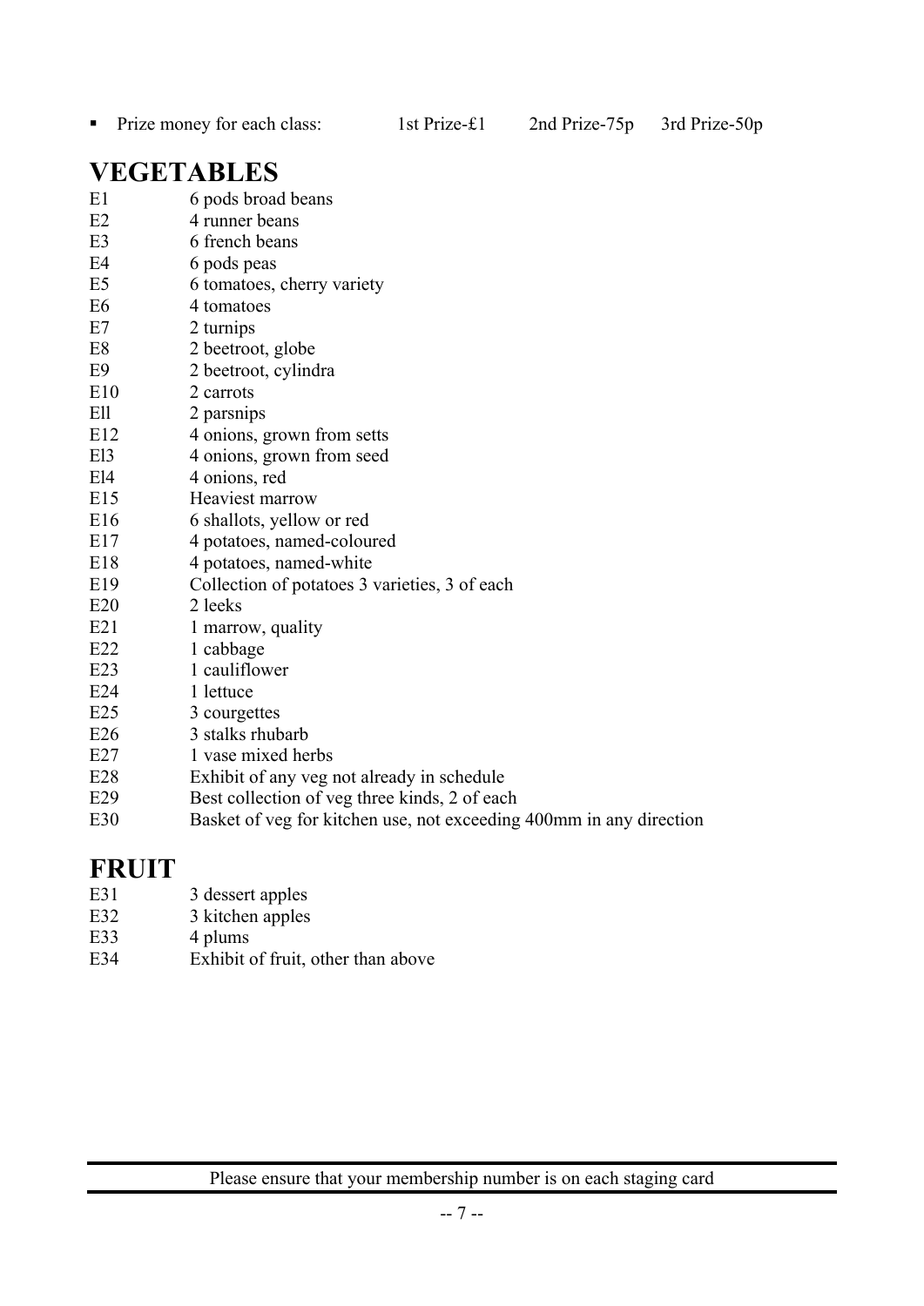- Prize money for each class: 1st Prize-£1 2nd Prize-75p 3rd Prize-50p

# VEGETABLES

| | |
|---|---|
| E1 | 6 pods broad beans |
| E2 | 4 runner beans |
| E3 | 6 french beans |
| E4 | 6 pods peas |
| E5 | 6 tomatoes, cherry variety |
| E6 | 4 tomatoes |
| E7 | 2 turnips |
| E8 | 2 beetroot, globe |
| E9 | 2 beetroot, cylindra |
| E10 | 2 carrots |
| Ell | 2 parsnips |
| E12 | 4 onions, grown from setts |
| El3 | 4 onions, grown from seed |
| El4 | 4 onions, red |
| E15 | Heaviest marrow |
| E16 | 6 shallots, yellow or red |
| E17 | 4 potatoes, named-coloured |
| E18 | 4 potatoes, named-white |
| E19 | Collection of potatoes 3 varieties, 3 of each |
| E20 | 2 leeks |
| E21 | 1 marrow, quality |
| E22 | 1 cabbage |
| E23 | 1 cauliflower |
| E24 | 1 lettuce |
| E25 | 3 courgettes |
| E26 | 3 stalks rhubarb |
| E27 | 1 vase mixed herbs |
| E28 | Exhibit of any veg not already in schedule |
| E29 | Best collection of veg three kinds, 2 of each |
| E30 | Basket of veg for kitchen use, not exceeding 400mm in any direction |

# FRUIT

| | |
|---|---|
| E31 | 3 dessert apples |
| E32 | 3 kitchen apples |
| E33 | 4 plums |
| E34 | Exhibit of fruit, other than above |

Please ensure that your membership number is on each staging card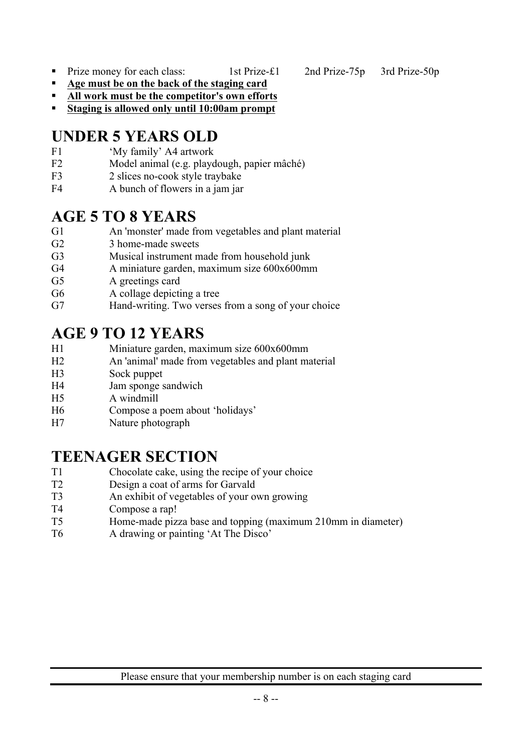- Prize money for each class: 1st Prize-£1 2nd Prize-75p 3rd Prize-50p
- **Age must be on the back of the staging card**
- **All work must be the competitor's own efforts**
- **Staging is allowed only until 10:00am prompt**

## UNDER 5 YEARS OLD

F1 'My family' A4 artwork
F2 Model animal (e.g. playdough, papier mâché)
F3 2 slices no-cook style traybake
F4 A bunch of flowers in a jam jar

## AGE 5 TO 8 YEARS

G1 An 'monster' made from vegetables and plant material
G2 3 home-made sweets
G3 Musical instrument made from household junk
G4 A miniature garden, maximum size 600x600mm
G5 A greetings card
G6 A collage depicting a tree
G7 Hand-writing. Two verses from a song of your choice

## AGE 9 TO 12 YEARS

H1 Miniature garden, maximum size 600x600mm
H2 An 'animal' made from vegetables and plant material
H3 Sock puppet
H4 Jam sponge sandwich
H5 A windmill
H6 Compose a poem about 'holidays'
H7 Nature photograph

## TEENAGER SECTION

T1 Chocolate cake, using the recipe of your choice
T2 Design a coat of arms for Garvald
T3 An exhibit of vegetables of your own growing
T4 Compose a rap!
T5 Home-made pizza base and topping (maximum 210mm in diameter)
T6 A drawing or painting 'At The Disco'

Please ensure that your membership number is on each staging card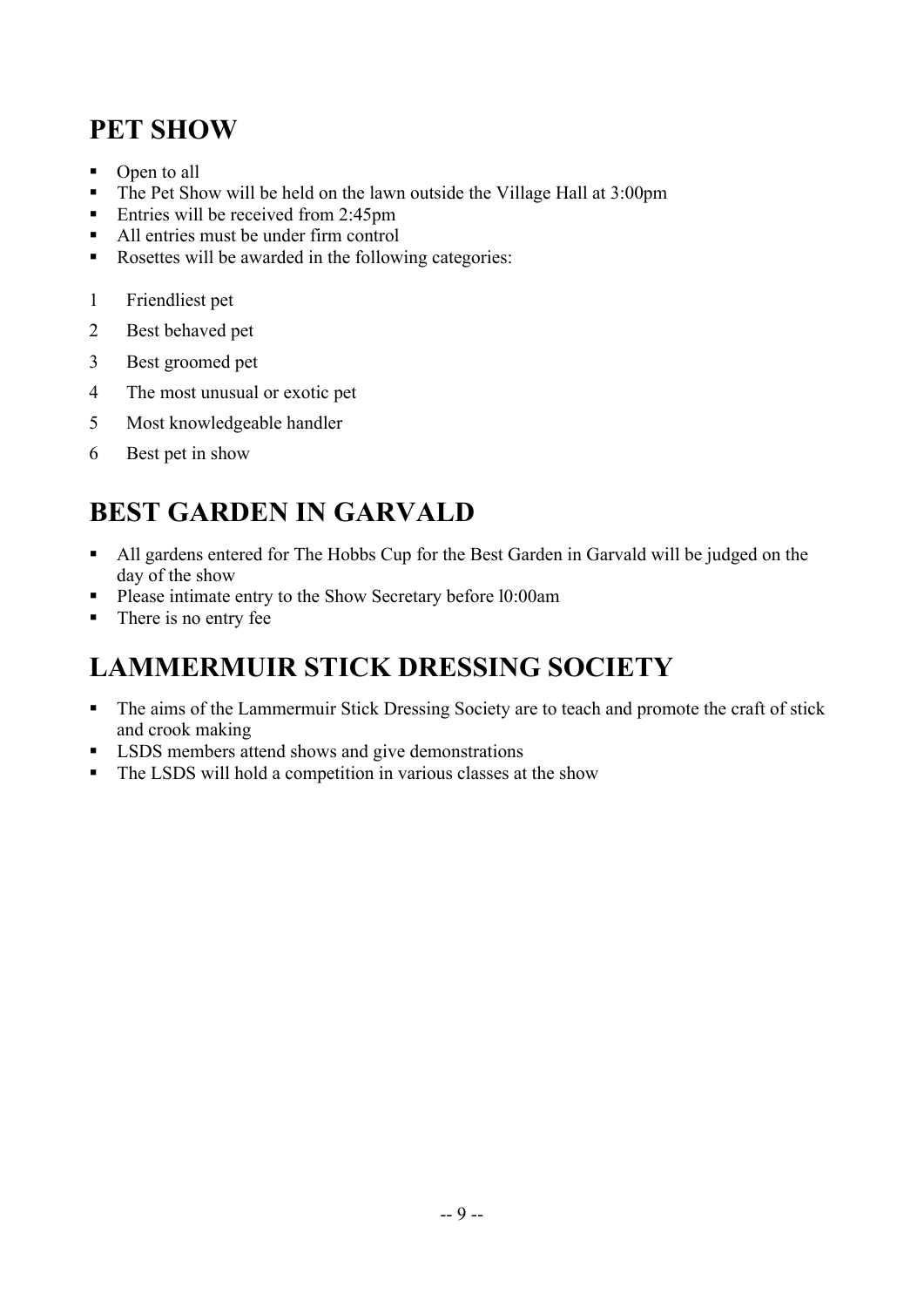# PET SHOW

- Open to all
- The Pet Show will be held on the lawn outside the Village Hall at 3:00pm
- Entries will be received from 2:45pm
- All entries must be under firm control
- Rosettes will be awarded in the following categories:

1. Friendliest pet
2. Best behaved pet
3. Best groomed pet
4. The most unusual or exotic pet
5. Most knowledgeable handler
6. Best pet in show

# BEST GARDEN IN GARVALD

- All gardens entered for The Hobbs Cup for the Best Garden in Garvald will be judged on the day of the show
- Please intimate entry to the Show Secretary before l0:00am
- There is no entry fee

# LAMMERMUIR STICK DRESSING SOCIETY

- The aims of the Lammermuir Stick Dressing Society are to teach and promote the craft of stick and crook making
- LSDS members attend shows and give demonstrations
- The LSDS will hold a competition in various classes at the show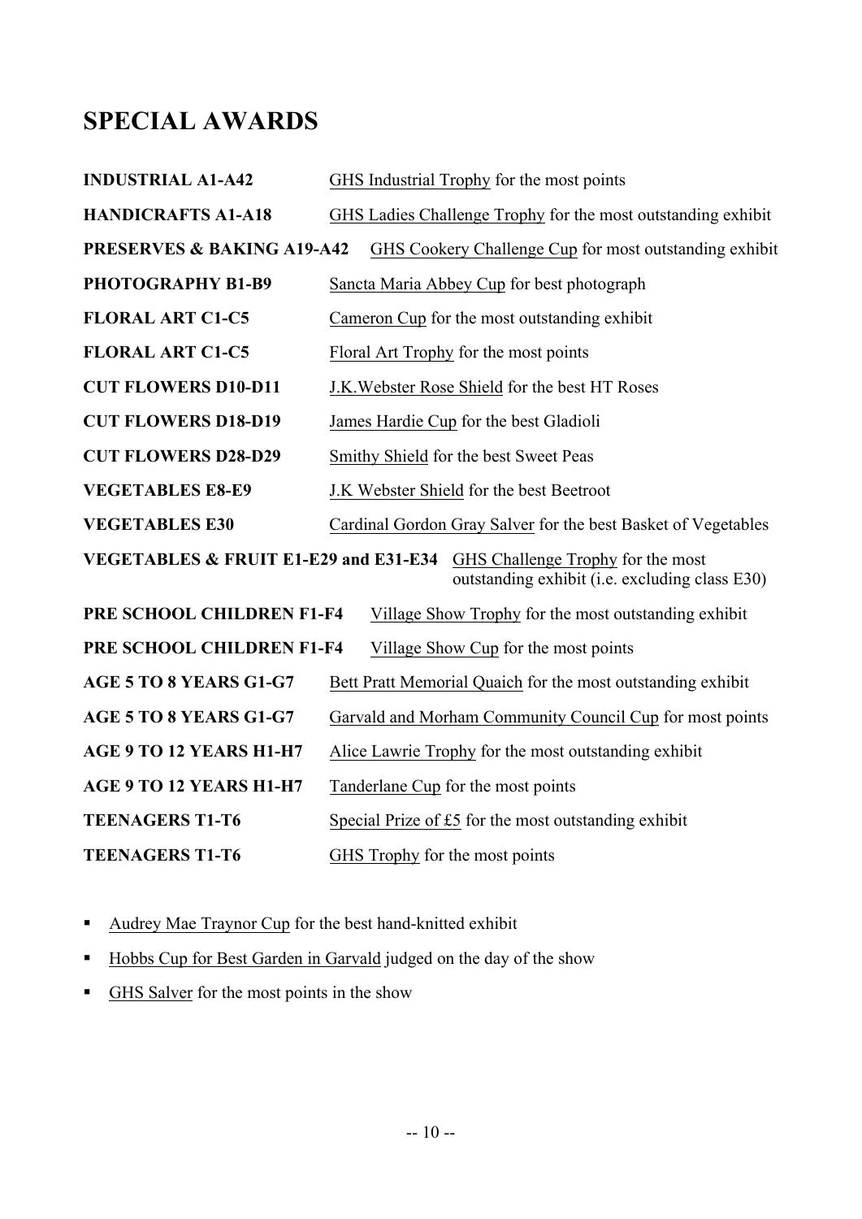# SPECIAL AWARDS

| | |
|---|---|
| **INDUSTRIAL A1-A42** | GHS Industrial Trophy for the most points |
| **HANDICRAFTS A1-A18** | GHS Ladies Challenge Trophy for the most outstanding exhibit |
| **PRESERVES & BAKING A19-A42** | GHS Cookery Challenge Cup for most outstanding exhibit |
| **PHOTOGRAPHY B1-B9** | Sancta Maria Abbey Cup for best photograph |
| **FLORAL ART C1-C5** | Cameron Cup for the most outstanding exhibit |
| **FLORAL ART C1-C5** | Floral Art Trophy for the most points |
| **CUT FLOWERS D10-D11** | J.K.Webster Rose Shield for the best HT Roses |
| **CUT FLOWERS D18-D19** | James Hardie Cup for the best Gladioli |
| **CUT FLOWERS D28-D29** | Smithy Shield for the best Sweet Peas |
| **VEGETABLES E8-E9** | J.K Webster Shield for the best Beetroot |
| **VEGETABLES E30** | Cardinal Gordon Gray Salver for the best Basket of Vegetables |
| **VEGETABLES & FRUIT E1-E29 and E31-E34** | GHS Challenge Trophy for the most outstanding exhibit (i.e. excluding class E30) |
| **PRE SCHOOL CHILDREN F1-F4** | Village Show Trophy for the most outstanding exhibit |
| **PRE SCHOOL CHILDREN F1-F4** | Village Show Cup for the most points |
| **AGE 5 TO 8 YEARS G1-G7** | Bett Pratt Memorial Quaich for the most outstanding exhibit |
| **AGE 5 TO 8 YEARS G1-G7** | Garvald and Morham Community Council Cup for most points |
| **AGE 9 TO 12 YEARS H1-H7** | Alice Lawrie Trophy for the most outstanding exhibit |
| **AGE 9 TO 12 YEARS H1-H7** | Tanderlane Cup for the most points |
| **TEENAGERS T1-T6** | Special Prize of £5 for the most outstanding exhibit |
| **TEENAGERS T1-T6** | GHS Trophy for the most points |

- Audrey Mae Traynor Cup for the best hand-knitted exhibit
- Hobbs Cup for Best Garden in Garvald judged on the day of the show
- GHS Salver for the most points in the show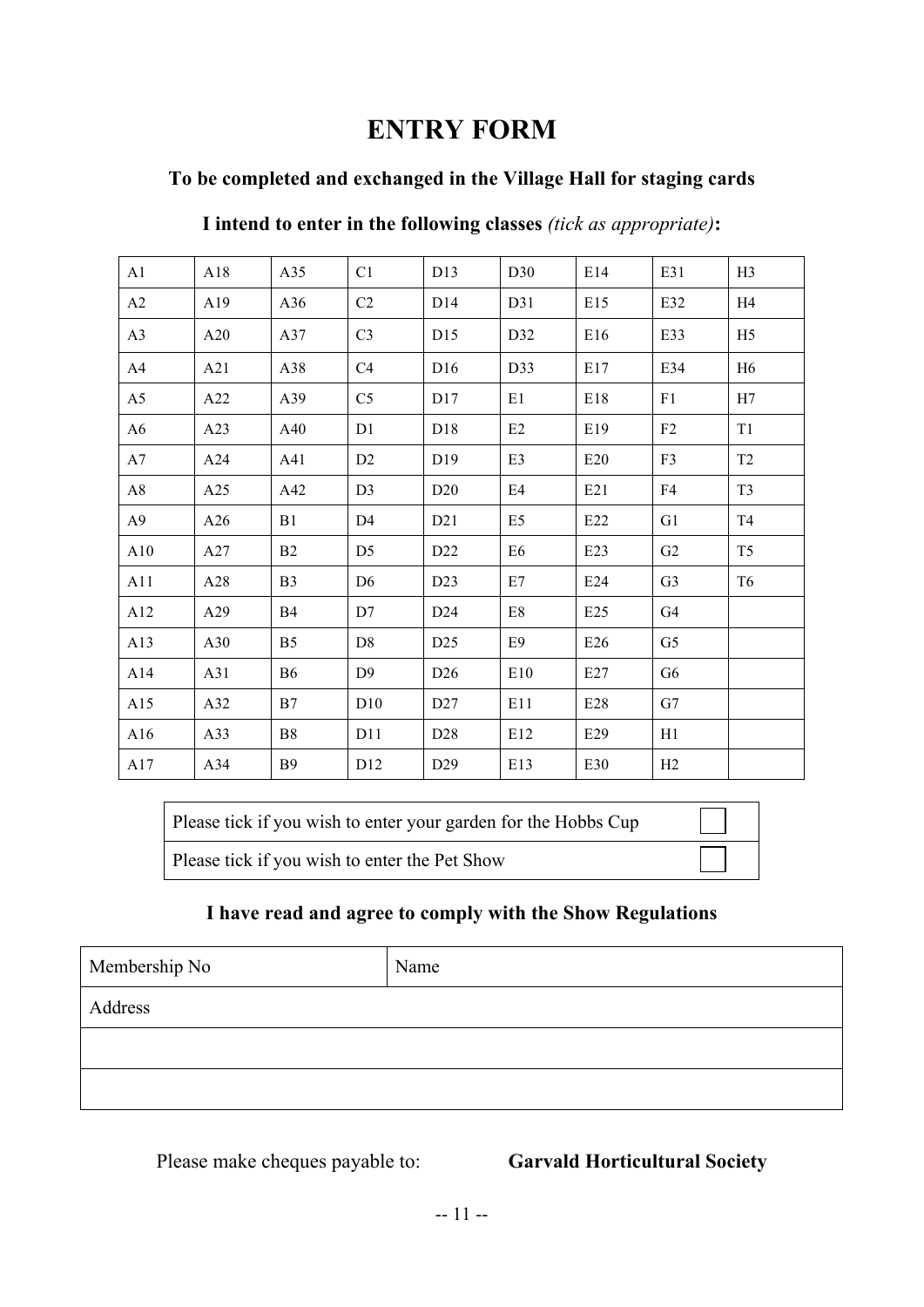# ENTRY FORM

**To be completed and exchanged in the Village Hall for staging cards**

**I intend to enter in the following classes** *(tick as appropriate)***:**

| A1 | A18 | A35 | C1 | D13 | D30 | E14 | E31 | H3 |
|---|---|---|---|---|---|---|---|---|
| A2 | A19 | A36 | C2 | D14 | D31 | E15 | E32 | H4 |
| A3 | A20 | A37 | C3 | D15 | D32 | E16 | E33 | H5 |
| A4 | A21 | A38 | C4 | D16 | D33 | E17 | E34 | H6 |
| A5 | A22 | A39 | C5 | D17 | E1 | E18 | F1 | H7 |
| A6 | A23 | A40 | D1 | D18 | E2 | E19 | F2 | T1 |
| A7 | A24 | A41 | D2 | D19 | E3 | E20 | F3 | T2 |
| A8 | A25 | A42 | D3 | D20 | E4 | E21 | F4 | T3 |
| A9 | A26 | B1 | D4 | D21 | E5 | E22 | G1 | T4 |
| A10 | A27 | B2 | D5 | D22 | E6 | E23 | G2 | T5 |
| A11 | A28 | B3 | D6 | D23 | E7 | E24 | G3 | T6 |
| A12 | A29 | B4 | D7 | D24 | E8 | E25 | G4 | |
| A13 | A30 | B5 | D8 | D25 | E9 | E26 | G5 | |
| A14 | A31 | B6 | D9 | D26 | E10 | E27 | G6 | |
| A15 | A32 | B7 | D10 | D27 | E11 | E28 | G7 | |
| A16 | A33 | B8 | D11 | D28 | E12 | E29 | H1 | |
| A17 | A34 | B9 | D12 | D29 | E13 | E30 | H2 | |

| | |
|---|---|
| Please tick if you wish to enter your garden for the Hobbs Cup | ☐ |
| Please tick if you wish to enter the Pet Show | ☐ |

**I have read and agree to comply with the Show Regulations**

| Membership No | Name |
|---|---|
| Address | |
| | |
| | |

Please make cheques payable to: **Garvald Horticultural Society**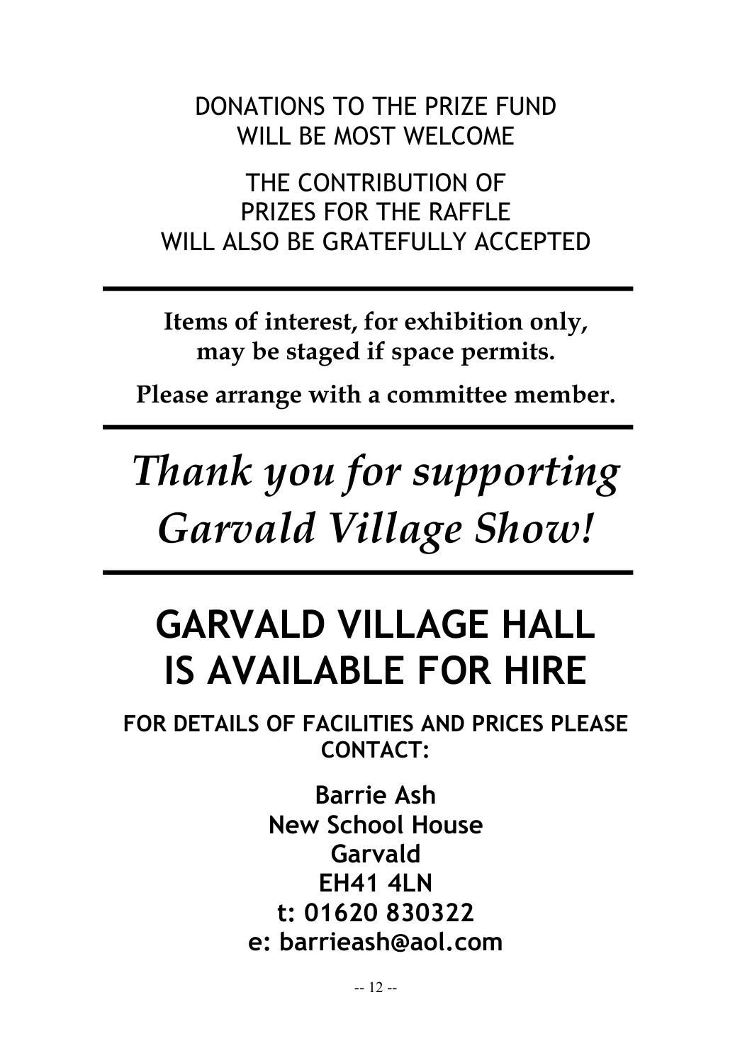DONATIONS TO THE PRIZE FUND
WILL BE MOST WELCOME

THE CONTRIBUTION OF
PRIZES FOR THE RAFFLE
WILL ALSO BE GRATEFULLY ACCEPTED

---

**Items of interest, for exhibition only, may be staged if space permits.**

**Please arrange with a committee member.**

---

# *Thank you for supporting Garvald Village Show!*

---

# GARVALD VILLAGE HALL IS AVAILABLE FOR HIRE

**FOR DETAILS OF FACILITIES AND PRICES PLEASE CONTACT:**

**Barrie Ash**
**New School House**
**Garvald**
**EH41 4LN**
**t: 01620 830322**
**e: barrieash@aol.com**